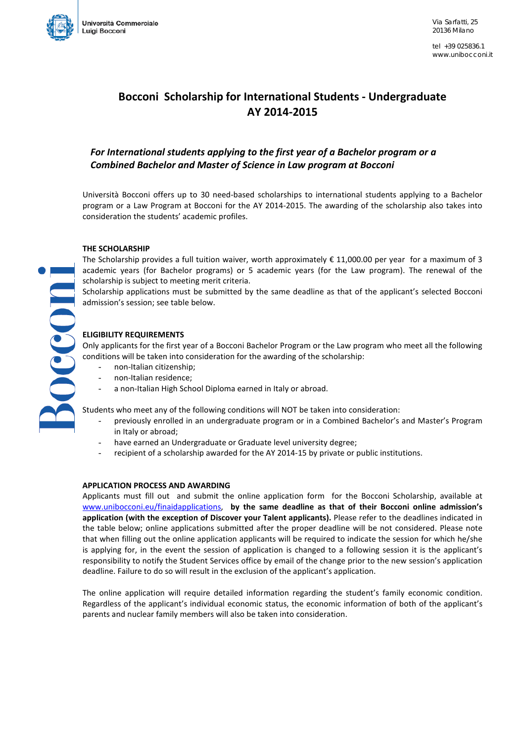# Bocconi Scholarship for International Students - Undergraduate AY 2014-2015

### *For International students applying to the first year of a Bachelor program or a Combined Bachelor and Master of Science in Law program at Bocconi*

Università Bocconi offers up to 30 need-based scholarships to international students applying to a Bachelor program or a Law Program at Bocconi for the AY 2014-2015. The awarding of the scholarship also takes into consideration the students' academic profiles.

**THE SCHOLARSHIP**

The Scholarship provides a full tuition waiver, worth approximately € 11,000.00 per year for a maximum of 3 academic years (for Bachelor programs) or 5 academic years (for the Law program). The renewal of the scholarship is subject to meeting merit criteria.

Scholarship applications must be submitted by the same deadline as that of the applicant's selected Bocconi admission's session; see table below.

**ELIGIBILITY REQUIREMENTS**

Only applicants for the first year of a Bocconi Bachelor Program or the Law program who meet all the following conditions will be taken into consideration for the awarding of the scholarship:

- non-Italian citizenship;
- non-Italian residence;
- a non-Italian High School Diploma earned in Italy or abroad.

Students who meet any of the following conditions will NOT be taken into consideration:

- previously enrolled in an undergraduate program or in a Combined Bachelor's and Master's Program in Italy or abroad;
- have earned an Undergraduate or Graduate level university degree;
- recipient of a scholarship awarded for the AY 2014-15 by private or public institutions.

**APPLICATION PROCESS AND AWARDING**

Applicants must fill out and submit the online application form for the Bocconi Scholarship, available at www.unibocconi.eu/finaidapplications, **by the same deadline as that of their Bocconi online admission's application (with the exception of Discover your Talent applicants).** Please refer to the deadlines indicated in the table below; online applications submitted after the proper deadline will be not considered. Please note that when filling out the online application applicants will be required to indicate the session for which he/she is applying for, in the event the session of application is changed to a following session it is the applicant's responsibility to notify the Student Services office by email of the change prior to the new session's application deadline. Failure to do so will result in the exclusion of the applicant's application.

The online application will require detailed information regarding the student's family economic condition. Regardless of the applicant's individual economic status, the economic information of both of the applicant's parents and nuclear family members will also be taken into consideration.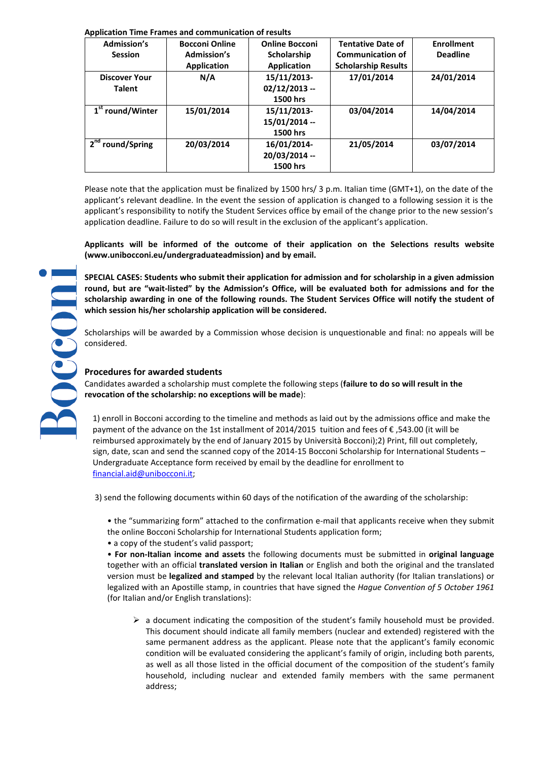**Application Time Frames and communication of results**

| Admission's Session | Bocconi Online Admission's Application | Online Bocconi Scholarship Application | Tentative Date of Communication of Scholarship Results | Enrollment Deadline |
|---|---|---|---|---|
| Discover Your Talent | N/A | 15/11/2013-02/12/2013 -- 1500 hrs | 17/01/2014 | 24/01/2014 |
| 1st round/Winter | 15/01/2014 | 15/11/2013-15/01/2014 -- 1500 hrs | 03/04/2014 | 14/04/2014 |
| 2nd round/Spring | 20/03/2014 | 16/01/2014-20/03/2014 -- 1500 hrs | 21/05/2014 | 03/07/2014 |

Please note that the application must be finalized by 1500 hrs/ 3 p.m. Italian time (GMT+1), on the date of the applicant's relevant deadline. In the event the session of application is changed to a following session it is the applicant's responsibility to notify the Student Services office by email of the change prior to the new session's application deadline. Failure to do so will result in the exclusion of the applicant's application.

**Applicants will be informed of the outcome of their application on the Selections results website (www.unibocconi.eu/undergraduateadmission) and by email.**

**SPECIAL CASES: Students who submit their application for admission and for scholarship in a given admission round, but are "wait-listed" by the Admission's Office, will be evaluated both for admissions and for the scholarship awarding in one of the following rounds. The Student Services Office will notify the student of which session his/her scholarship application will be considered.**

Scholarships will be awarded by a Commission whose decision is unquestionable and final: no appeals will be considered.

### Procedures for awarded students

Candidates awarded a scholarship must complete the following steps (**failure to do so will result in the revocation of the scholarship: no exceptions will be made**):

1) enroll in Bocconi according to the timeline and methods as laid out by the admissions office and make the payment of the advance on the 1st installment of 2014/2015 tuition and fees of € ,543.00 (it will be reimbursed approximately by the end of January 2015 by Università Bocconi);2) Print, fill out completely, sign, date, scan and send the scanned copy of the 2014-15 Bocconi Scholarship for International Students – Undergraduate Acceptance form received by email by the deadline for enrollment to financial.aid@unibocconi.it;

3) send the following documents within 60 days of the notification of the awarding of the scholarship:

- the "summarizing form" attached to the confirmation e-mail that applicants receive when they submit the online Bocconi Scholarship for International Students application form;
- a copy of the student's valid passport;
- **For non-Italian income and assets** the following documents must be submitted in **original language** together with an official **translated version in Italian** or English and both the original and the translated version must be **legalized and stamped** by the relevant local Italian authority (for Italian translations) or legalized with an Apostille stamp, in countries that have signed the *Hague Convention of 5 October 1961* (for Italian and/or English translations):
  - a document indicating the composition of the student's family household must be provided. This document should indicate all family members (nuclear and extended) registered with the same permanent address as the applicant. Please note that the applicant's family economic condition will be evaluated considering the applicant's family of origin, including both parents, as well as all those listed in the official document of the composition of the student's family household, including nuclear and extended family members with the same permanent address;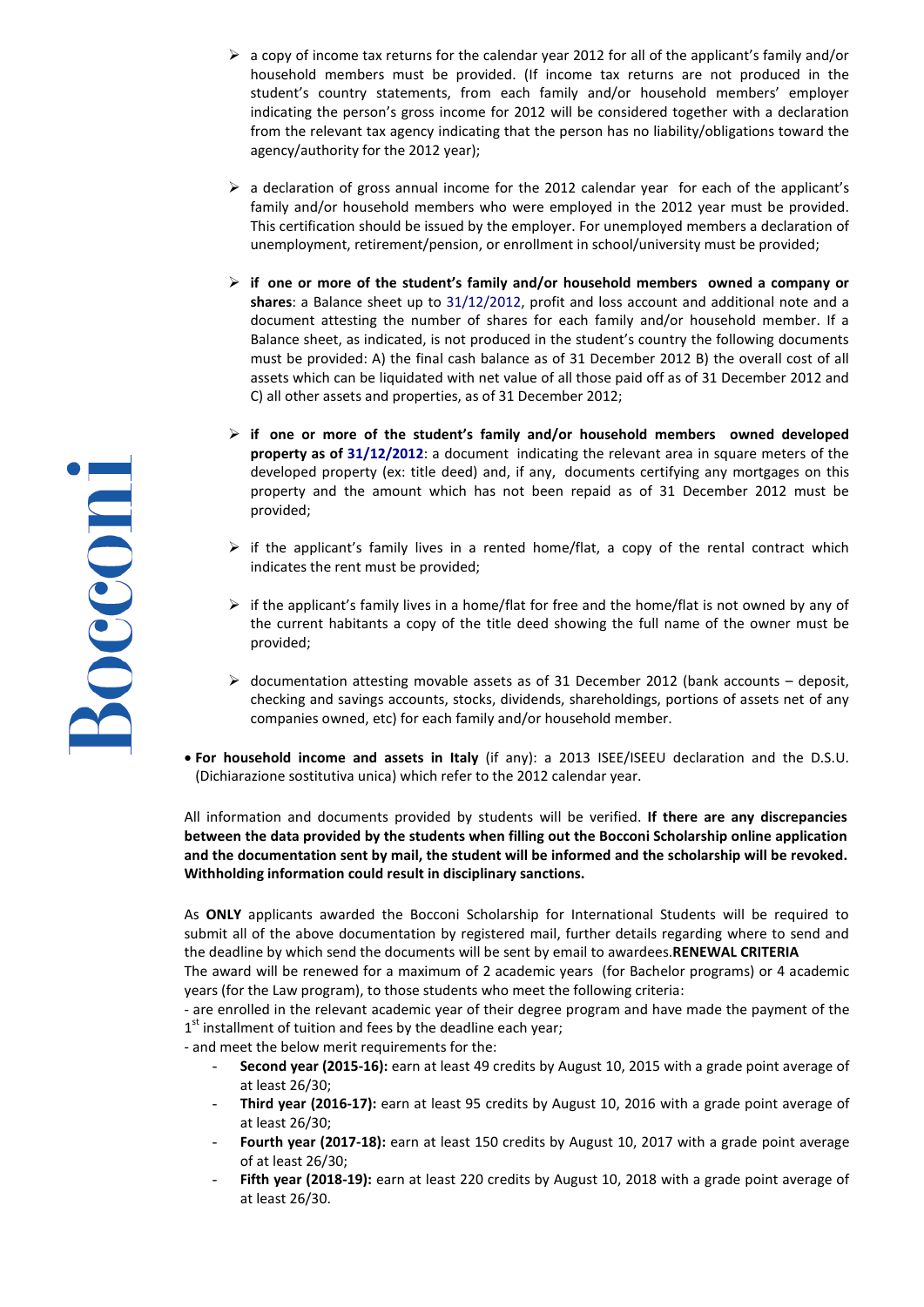- a copy of income tax returns for the calendar year 2012 for all of the applicant's family and/or household members must be provided. (If income tax returns are not produced in the student's country statements, from each family and/or household members' employer indicating the person's gross income for 2012 will be considered together with a declaration from the relevant tax agency indicating that the person has no liability/obligations toward the agency/authority for the 2012 year);

- a declaration of gross annual income for the 2012 calendar year for each of the applicant's family and/or household members who were employed in the 2012 year must be provided. This certification should be issued by the employer. For unemployed members a declaration of unemployment, retirement/pension, or enrollment in school/university must be provided;

- **if one or more of the student's family and/or household members owned a company or shares**: a Balance sheet up to 31/12/2012, profit and loss account and additional note and a document attesting the number of shares for each family and/or household member. If a Balance sheet, as indicated, is not produced in the student's country the following documents must be provided: A) the final cash balance as of 31 December 2012 B) the overall cost of all assets which can be liquidated with net value of all those paid off as of 31 December 2012 and C) all other assets and properties, as of 31 December 2012;

- **if one or more of the student's family and/or household members owned developed property as of 31/12/2012**: a document indicating the relevant area in square meters of the developed property (ex: title deed) and, if any, documents certifying any mortgages on this property and the amount which has not been repaid as of 31 December 2012 must be provided;

- if the applicant's family lives in a rented home/flat, a copy of the rental contract which indicates the rent must be provided;

- if the applicant's family lives in a home/flat for free and the home/flat is not owned by any of the current habitants a copy of the title deed showing the full name of the owner must be provided;

- documentation attesting movable assets as of 31 December 2012 (bank accounts – deposit, checking and savings accounts, stocks, dividends, shareholdings, portions of assets net of any companies owned, etc) for each family and/or household member.

- **For household income and assets in Italy** (if any): a 2013 ISEE/ISEEU declaration and the D.S.U. (Dichiarazione sostitutiva unica) which refer to the 2012 calendar year.

All information and documents provided by students will be verified. **If there are any discrepancies between the data provided by the students when filling out the Bocconi Scholarship online application and the documentation sent by mail, the student will be informed and the scholarship will be revoked. Withholding information could result in disciplinary sanctions.**

As **ONLY** applicants awarded the Bocconi Scholarship for International Students will be required to submit all of the above documentation by registered mail, further details regarding where to send and the deadline by which send the documents will be sent by email to awardees.

**RENEWAL CRITERIA**

The award will be renewed for a maximum of 2 academic years (for Bachelor programs) or 4 academic years (for the Law program), to those students who meet the following criteria:

- are enrolled in the relevant academic year of their degree program and have made the payment of the 1st installment of tuition and fees by the deadline each year;
- and meet the below merit requirements for the:
  - **Second year (2015-16):** earn at least 49 credits by August 10, 2015 with a grade point average of at least 26/30;
  - **Third year (2016-17):** earn at least 95 credits by August 10, 2016 with a grade point average of at least 26/30;
  - **Fourth year (2017-18):** earn at least 150 credits by August 10, 2017 with a grade point average of at least 26/30;
  - **Fifth year (2018-19):** earn at least 220 credits by August 10, 2018 with a grade point average of at least 26/30.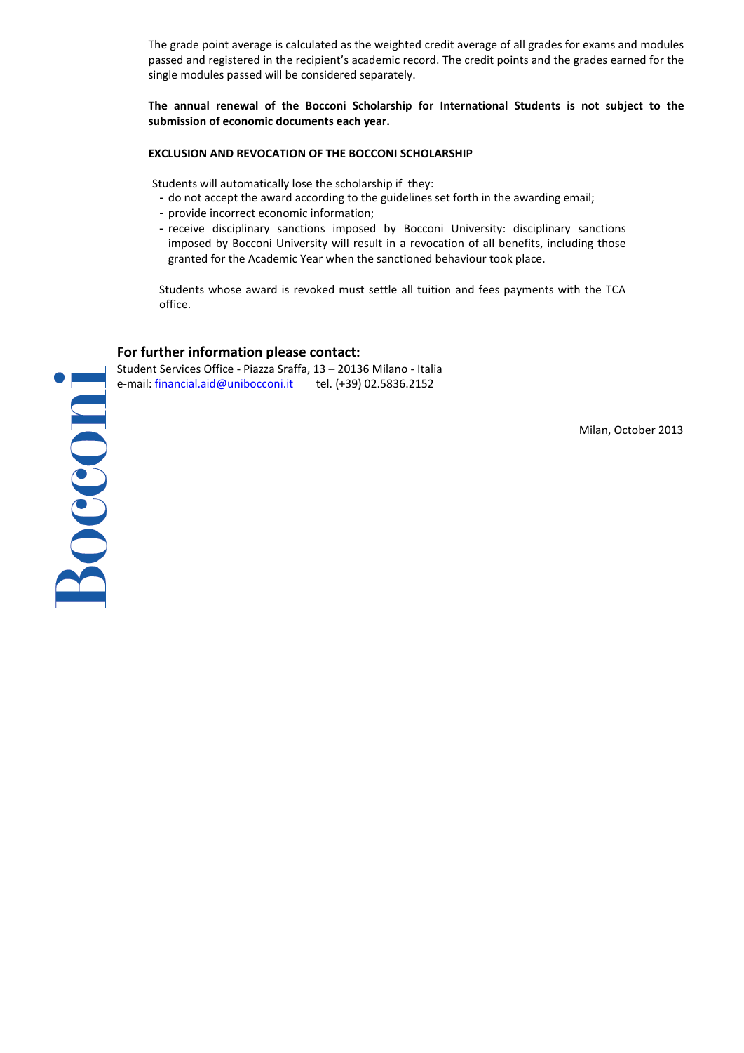The grade point average is calculated as the weighted credit average of all grades for exams and modules passed and registered in the recipient's academic record. The credit points and the grades earned for the single modules passed will be considered separately.

**The annual renewal of the Bocconi Scholarship for International Students is not subject to the submission of economic documents each year.**

**EXCLUSION AND REVOCATION OF THE BOCCONI SCHOLARSHIP**

Students will automatically lose the scholarship if they:

- do not accept the award according to the guidelines set forth in the awarding email;
- provide incorrect economic information;
- receive disciplinary sanctions imposed by Bocconi University: disciplinary sanctions imposed by Bocconi University will result in a revocation of all benefits, including those granted for the Academic Year when the sanctioned behaviour took place.

Students whose award is revoked must settle all tuition and fees payments with the TCA office.

## For further information please contact:

Student Services Office - Piazza Sraffa, 13 – 20136 Milano - Italia
e-mail: financial.aid@unibocconi.it tel. (+39) 02.5836.2152

Milan, October 2013